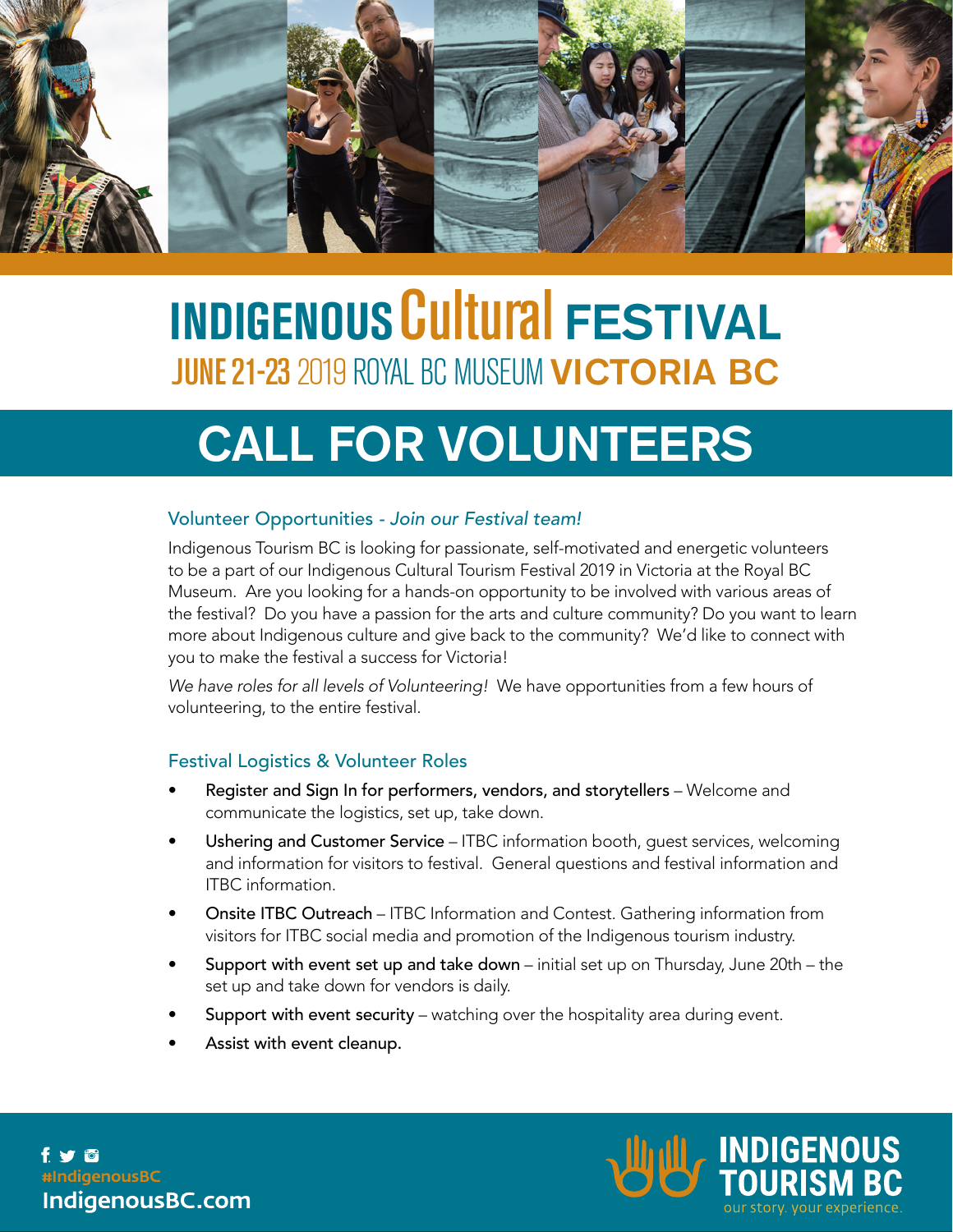# INDIGENOUS Cultural FESTIVAL

JUNE 21-23 2019 ROYAL BC MUSEUM **VICTORIA BC**

# CALL FOR VOLUNTEERS

## Volunteer Opportunities - *Join our Festival team!*

Indigenous Tourism BC is looking for passionate, self-motivated and energetic volunteers to be a part of our Indigenous Cultural Tourism Festival 2019 in Victoria at the Royal BC Museum. Are you looking for a hands-on opportunity to be involved with various areas of the festival? Do you have a passion for the arts and culture community? Do you want to learn more about Indigenous culture and give back to the community? We'd like to connect with you to make the festival a success for Victoria!

*We have roles for all levels of Volunteering!* We have opportunities from a few hours of volunteering, to the entire festival.

## Festival Logistics & Volunteer Roles

- Register and Sign In for performers, vendors, and storytellers – Welcome and communicate the logistics, set up, take down.
- Ushering and Customer Service – ITBC information booth, guest services, welcoming and information for visitors to festival. General questions and festival information and ITBC information.
- Onsite ITBC Outreach – ITBC Information and Contest. Gathering information from visitors for ITBC social media and promotion of the Indigenous tourism industry.
- Support with event set up and take down – initial set up on Thursday, June 20th – the set up and take down for vendors is daily.
- Support with event security – watching over the hospitality area during event.
- Assist with event cleanup.

#IndigenousBC
IndigenousBC.com

INDIGENOUS TOURISM BC
our story. your experience.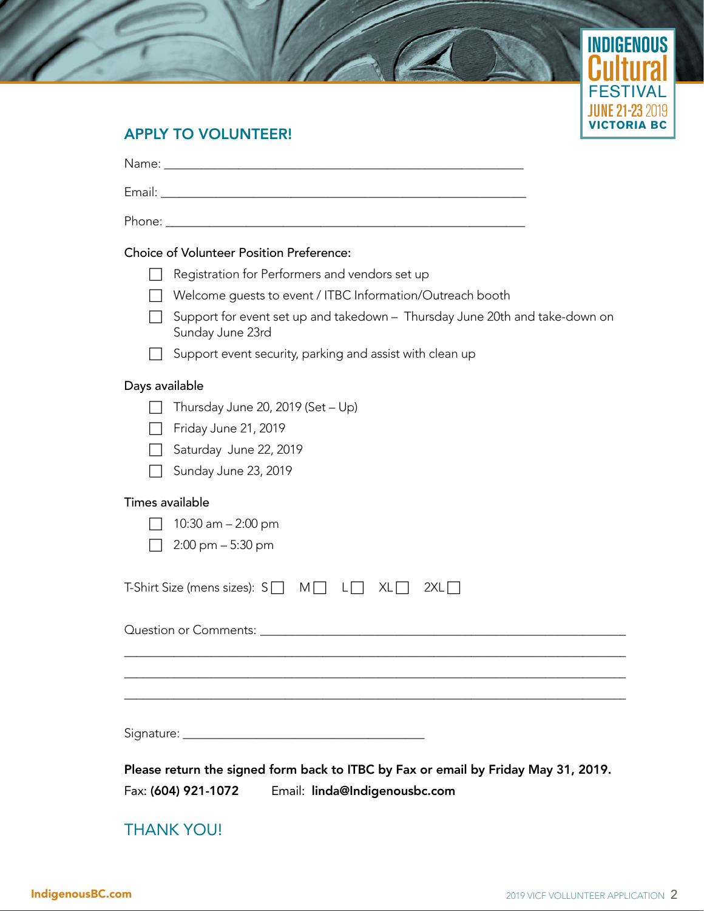INDIGENOUS Cultural FESTIVAL JUNE 21-23 2019 VICTORIA BC

## APPLY TO VOLUNTEER!

Name: ______________________________________________

Email: ______________________________________________

Phone: ______________________________________________

Choice of Volunteer Position Preference:

- ☐ Registration for Performers and vendors set up
- ☐ Welcome guests to event / ITBC Information/Outreach booth
- ☐ Support for event set up and takedown – Thursday June 20th and take-down on Sunday June 23rd
- ☐ Support event security, parking and assist with clean up

Days available

- ☐ Thursday June 20, 2019 (Set – Up)
- ☐ Friday June 21, 2019
- ☐ Saturday June 22, 2019
- ☐ Sunday June 23, 2019

Times available

- ☐ 10:30 am – 2:00 pm
- ☐ 2:00 pm – 5:30 pm

T-Shirt Size (mens sizes): S ☐ M ☐ L ☐ XL ☐ 2XL ☐

Question or Comments: ______________________________________________

______________________________________________

______________________________________________

______________________________________________

Signature: ______________________________

**Please return the signed form back to ITBC by Fax or email by Friday May 31, 2019.**

Fax: **(604) 921-1072** Email: **linda@Indigenousbc.com**

## THANK YOU!